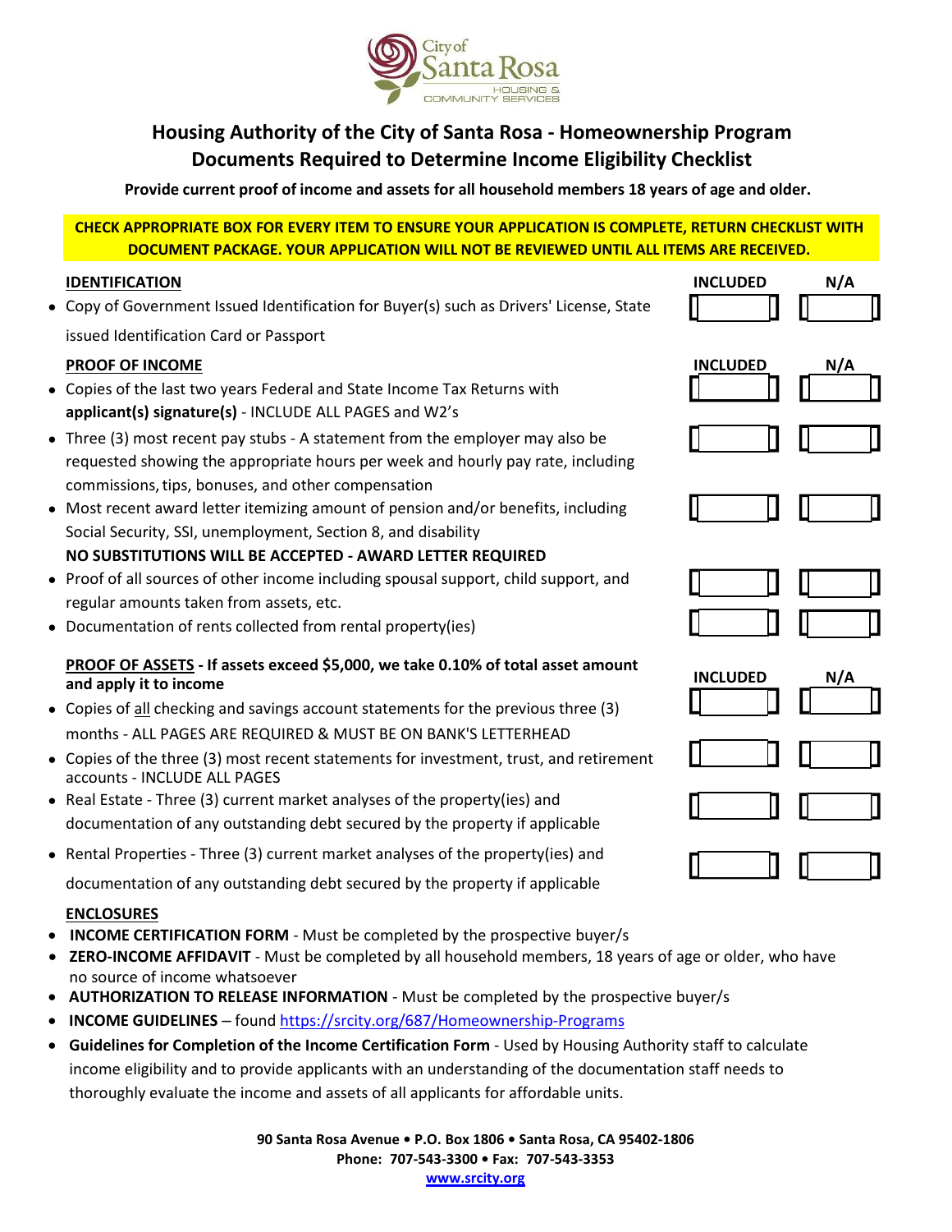City of Santa Rosa HOUSING & COMMUNITY SERVICES

# Housing Authority of the City of Santa Rosa - Homeownership Program
# Documents Required to Determine Income Eligibility Checklist

**Provide current proof of income and assets for all household members 18 years of age and older.**

**CHECK APPROPRIATE BOX FOR EVERY ITEM TO ENSURE YOUR APPLICATION IS COMPLETE, RETURN CHECKLIST WITH DOCUMENT PACKAGE. YOUR APPLICATION WILL NOT BE REVIEWED UNTIL ALL ITEMS ARE RECEIVED.**

| IDENTIFICATION | INCLUDED | N/A |
|---|---|---|
| • Copy of Government Issued Identification for Buyer(s) such as Drivers' License, State issued Identification Card or Passport | ☐ | ☐ |

| PROOF OF INCOME | INCLUDED | N/A |
|---|---|---|
| • Copies of the last two years Federal and State Income Tax Returns with **applicant(s) signature(s)** - INCLUDE ALL PAGES and W2's | ☐ | ☐ |
| • Three (3) most recent pay stubs - A statement from the employer may also be requested showing the appropriate hours per week and hourly pay rate, including commissions, tips, bonuses, and other compensation | ☐ | ☐ |
| • Most recent award letter itemizing amount of pension and/or benefits, including Social Security, SSI, unemployment, Section 8, and disability **NO SUBSTITUTIONS WILL BE ACCEPTED - AWARD LETTER REQUIRED** | ☐ | ☐ |
| • Proof of all sources of other income including spousal support, child support, and regular amounts taken from assets, etc. | ☐ | ☐ |
| • Documentation of rents collected from rental property(ies) | ☐ | ☐ |

| PROOF OF ASSETS - If assets exceed $5,000, we take 0.10% of total asset amount and apply it to income | INCLUDED | N/A |
|---|---|---|
| • Copies of all checking and savings account statements for the previous three (3) months - ALL PAGES ARE REQUIRED & MUST BE ON BANK'S LETTERHEAD | ☐ | ☐ |
| • Copies of the three (3) most recent statements for investment, trust, and retirement accounts - INCLUDE ALL PAGES | ☐ | ☐ |
| • Real Estate - Three (3) current market analyses of the property(ies) and documentation of any outstanding debt secured by the property if applicable | ☐ | ☐ |
| • Rental Properties - Three (3) current market analyses of the property(ies) and documentation of any outstanding debt secured by the property if applicable | ☐ | ☐ |

**ENCLOSURES**

- **INCOME CERTIFICATION FORM** - Must be completed by the prospective buyer/s
- **ZERO-INCOME AFFIDAVIT** - Must be completed by all household members, 18 years of age or older, who have no source of income whatsoever
- **AUTHORIZATION TO RELEASE INFORMATION** - Must be completed by the prospective buyer/s
- **INCOME GUIDELINES** – found https://srcity.org/687/Homeownership-Programs
- **Guidelines for Completion of the Income Certification Form** - Used by Housing Authority staff to calculate income eligibility and to provide applicants with an understanding of the documentation staff needs to thoroughly evaluate the income and assets of all applicants for affordable units.

**90 Santa Rosa Avenue • P.O. Box 1806 • Santa Rosa, CA 95402-1806**
**Phone: 707-543-3300 • Fax: 707-543-3353**
**www.srcity.org**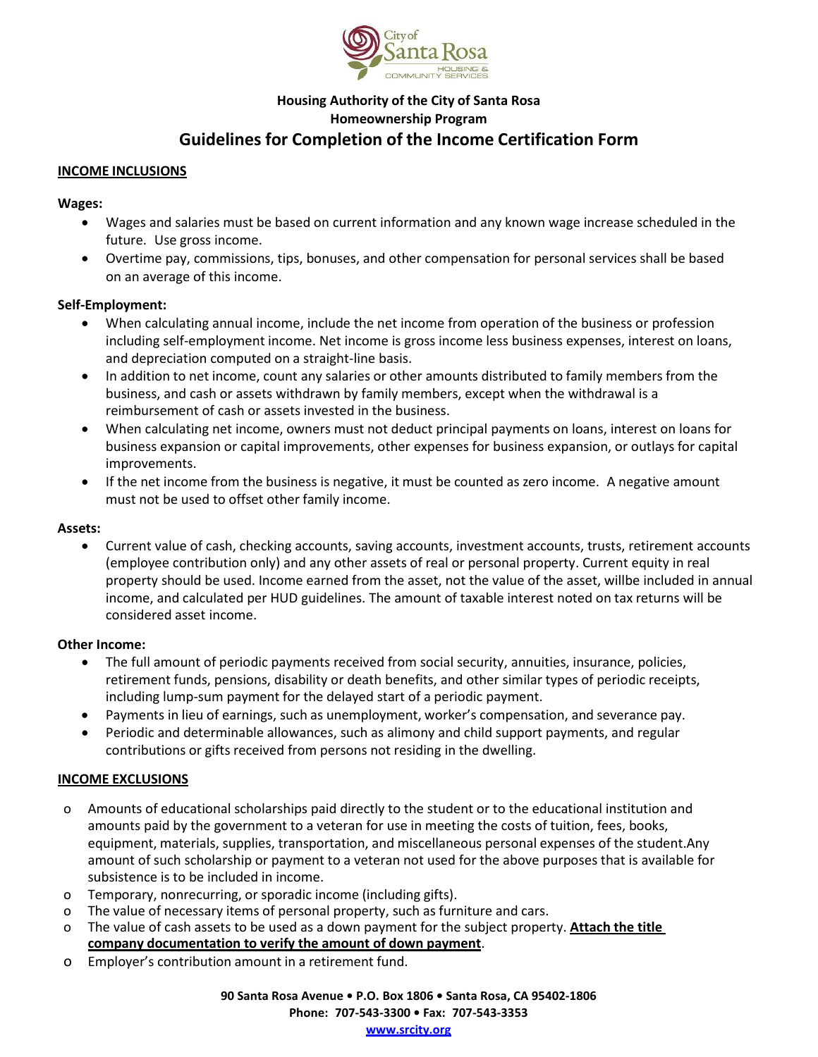City of Santa Rosa Housing & Community Services

**Housing Authority of the City of Santa Rosa**
**Homeownership Program**

# Guidelines for Completion of the Income Certification Form

## INCOME INCLUSIONS

**Wages:**

- Wages and salaries must be based on current information and any known wage increase scheduled in the future. Use gross income.
- Overtime pay, commissions, tips, bonuses, and other compensation for personal services shall be based on an average of this income.

**Self-Employment:**

- When calculating annual income, include the net income from operation of the business or profession including self-employment income. Net income is gross income less business expenses, interest on loans, and depreciation computed on a straight-line basis.
- In addition to net income, count any salaries or other amounts distributed to family members from the business, and cash or assets withdrawn by family members, except when the withdrawal is a reimbursement of cash or assets invested in the business.
- When calculating net income, owners must not deduct principal payments on loans, interest on loans for business expansion or capital improvements, other expenses for business expansion, or outlays for capital improvements.
- If the net income from the business is negative, it must be counted as zero income. A negative amount must not be used to offset other family income.

**Assets:**

- Current value of cash, checking accounts, saving accounts, investment accounts, trusts, retirement accounts (employee contribution only) and any other assets of real or personal property. Current equity in real property should be used. Income earned from the asset, not the value of the asset, willbe included in annual income, and calculated per HUD guidelines. The amount of taxable interest noted on tax returns will be considered asset income.

**Other Income:**

- The full amount of periodic payments received from social security, annuities, insurance, policies, retirement funds, pensions, disability or death benefits, and other similar types of periodic receipts, including lump-sum payment for the delayed start of a periodic payment.
- Payments in lieu of earnings, such as unemployment, worker's compensation, and severance pay.
- Periodic and determinable allowances, such as alimony and child support payments, and regular contributions or gifts received from persons not residing in the dwelling.

## INCOME EXCLUSIONS

- Amounts of educational scholarships paid directly to the student or to the educational institution and amounts paid by the government to a veteran for use in meeting the costs of tuition, fees, books, equipment, materials, supplies, transportation, and miscellaneous personal expenses of the student.Any amount of such scholarship or payment to a veteran not used for the above purposes that is available for subsistence is to be included in income.
- Temporary, nonrecurring, or sporadic income (including gifts).
- The value of necessary items of personal property, such as furniture and cars.
- The value of cash assets to be used as a down payment for the subject property. **Attach the title company documentation to verify the amount of down payment**.
- Employer's contribution amount in a retirement fund.

**90 Santa Rosa Avenue • P.O. Box 1806 • Santa Rosa, CA 95402-1806**
**Phone: 707-543-3300 • Fax: 707-543-3353**
**www.srcity.org**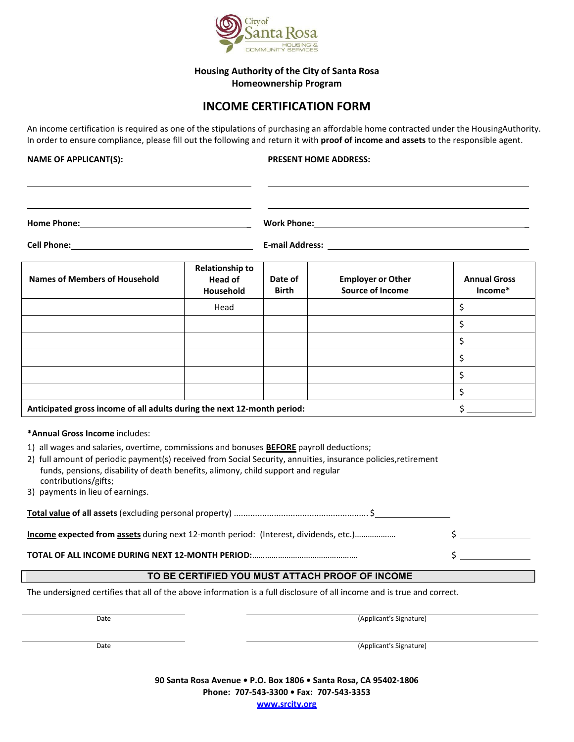City of Santa Rosa
HOUSING & COMMUNITY SERVICES

**Housing Authority of the City of Santa Rosa**
**Homeownership Program**

## INCOME CERTIFICATION FORM

An income certification is required as one of the stipulations of purchasing an affordable home contracted under the HousingAuthority. In order to ensure compliance, please fill out the following and return it with **proof of income and assets** to the responsible agent.

**NAME OF APPLICANT(S):** ______________________________

______________________________

**PRESENT HOME ADDRESS:** ______________________________

______________________________

**Home Phone:** ______________________________ **Work Phone:** ______________________________

**Cell Phone:** ______________________________ **E-mail Address:** ______________________________

| Names of Members of Household | Relationship to Head of Household | Date of Birth | Employer or Other Source of Income | Annual Gross Income* |
|---|---|---|---|---|
| | Head | | | $ |
| | | | | $ |
| | | | | $ |
| | | | | $ |
| | | | | $ |
| | | | | $ |
| **Anticipated gross income of all adults during the next 12-month period:** | | | | $ ________ |

***Annual Gross Income** includes:

1) all wages and salaries, overtime, commissions and bonuses **BEFORE** payroll deductions;
2) full amount of periodic payment(s) received from Social Security, annuities, insurance policies,retirement funds, pensions, disability of death benefits, alimony, child support and regular contributions/gifts;
3) payments in lieu of earnings.

**Total value of all assets** (excluding personal property) ........................................................ $ ________

**Income expected from assets** during next 12-month period: (Interest, dividends, etc.)……………… $ ________

**TOTAL OF ALL INCOME DURING NEXT 12-MONTH PERIOD:**…………………………………………. $ ________

**TO BE CERTIFIED YOU MUST ATTACH PROOF OF INCOME**

The undersigned certifies that all of the above information is a full disclosure of all income and is true and correct.

______________________ Date ______________________ (Applicant's Signature)

______________________ Date ______________________ (Applicant's Signature)

**90 Santa Rosa Avenue • P.O. Box 1806 • Santa Rosa, CA 95402-1806**
**Phone: 707-543-3300 • Fax: 707-543-3353**
**www.srcity.org**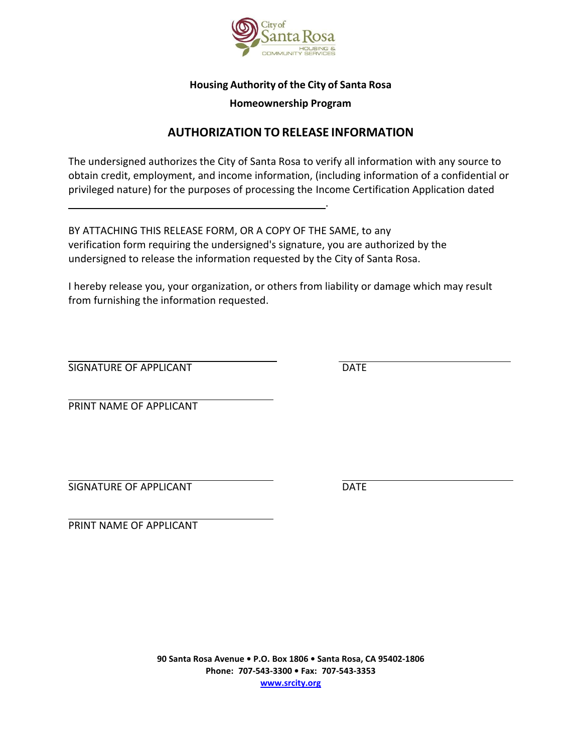**Housing Authority of the City of Santa Rosa**

**Homeownership Program**

## AUTHORIZATION TO RELEASE INFORMATION

The undersigned authorizes the City of Santa Rosa to verify all information with any source to obtain credit, employment, and income information, (including information of a confidential or privileged nature) for the purposes of processing the Income Certification Application dated

______________________________________________.

BY ATTACHING THIS RELEASE FORM, OR A COPY OF THE SAME, to any verification form requiring the undersigned's signature, you are authorized by the undersigned to release the information requested by the City of Santa Rosa.

I hereby release you, your organization, or others from liability or damage which may result from furnishing the information requested.

______________________________________ ______________________________

SIGNATURE OF APPLICANT DATE

______________________________________

PRINT NAME OF APPLICANT

______________________________________ ______________________________

SIGNATURE OF APPLICANT DATE

______________________________________

PRINT NAME OF APPLICANT

**90 Santa Rosa Avenue • P.O. Box 1806 • Santa Rosa, CA 95402-1806**
**Phone: 707-543-3300 • Fax: 707-543-3353**
**www.srcity.org**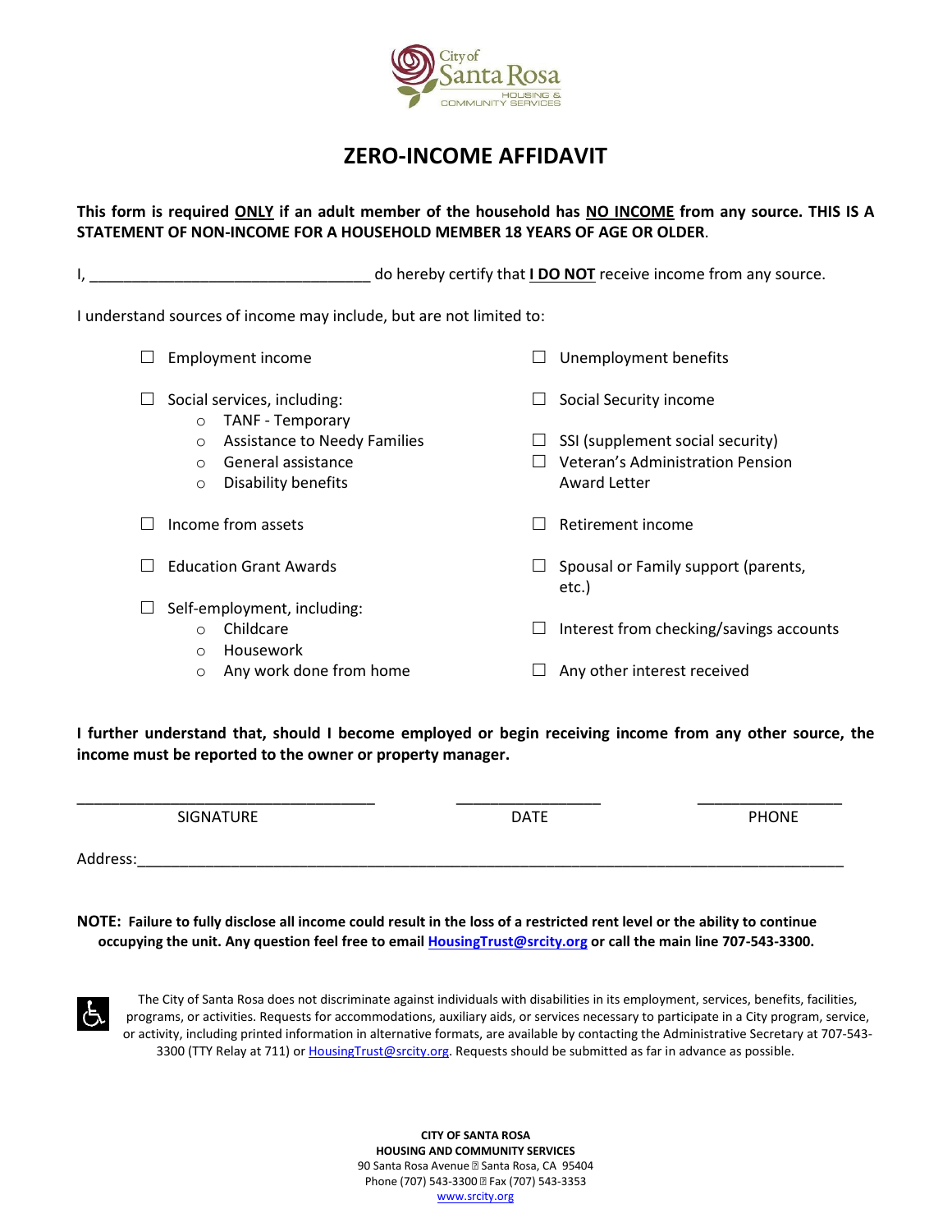City of Santa Rosa
HOUSING & COMMUNITY SERVICES

# ZERO-INCOME AFFIDAVIT

**This form is required ONLY if an adult member of the household has NO INCOME from any source. THIS IS A STATEMENT OF NON-INCOME FOR A HOUSEHOLD MEMBER 18 YEARS OF AGE OR OLDER.**

I, ________________________________ do hereby certify that **I DO NOT** receive income from any source.

I understand sources of income may include, but are not limited to:

- ☐ Employment income
- ☐ Social services, including:
  - TANF - Temporary
  - Assistance to Needy Families
  - General assistance
  - Disability benefits
- ☐ Income from assets
- ☐ Education Grant Awards
- ☐ Self-employment, including:
  - Childcare
  - Housework
  - Any work done from home
- ☐ Unemployment benefits
- ☐ Social Security income
- ☐ SSI (supplement social security)
- ☐ Veteran's Administration Pension Award Letter
- ☐ Retirement income
- ☐ Spousal or Family support (parents, etc.)
- ☐ Interest from checking/savings accounts
- ☐ Any other interest received

**I further understand that, should I become employed or begin receiving income from any other source, the income must be reported to the owner or property manager.**

___________________________________ SIGNATURE

_________________ DATE

_________________ PHONE

Address:_______________________________________________________________________________

**NOTE: Failure to fully disclose all income could result in the loss of a restricted rent level or the ability to continue occupying the unit. Any question feel free to email HousingTrust@srcity.org or call the main line 707-543-3300.**

The City of Santa Rosa does not discriminate against individuals with disabilities in its employment, services, benefits, facilities, programs, or activities. Requests for accommodations, auxiliary aids, or services necessary to participate in a City program, service, or activity, including printed information in alternative formats, are available by contacting the Administrative Secretary at 707-543-3300 (TTY Relay at 711) or HousingTrust@srcity.org. Requests should be submitted as far in advance as possible.

**CITY OF SANTA ROSA**
**HOUSING AND COMMUNITY SERVICES**
90 Santa Rosa Avenue ▪ Santa Rosa, CA 95404
Phone (707) 543-3300 ▪ Fax (707) 543-3353
www.srcity.org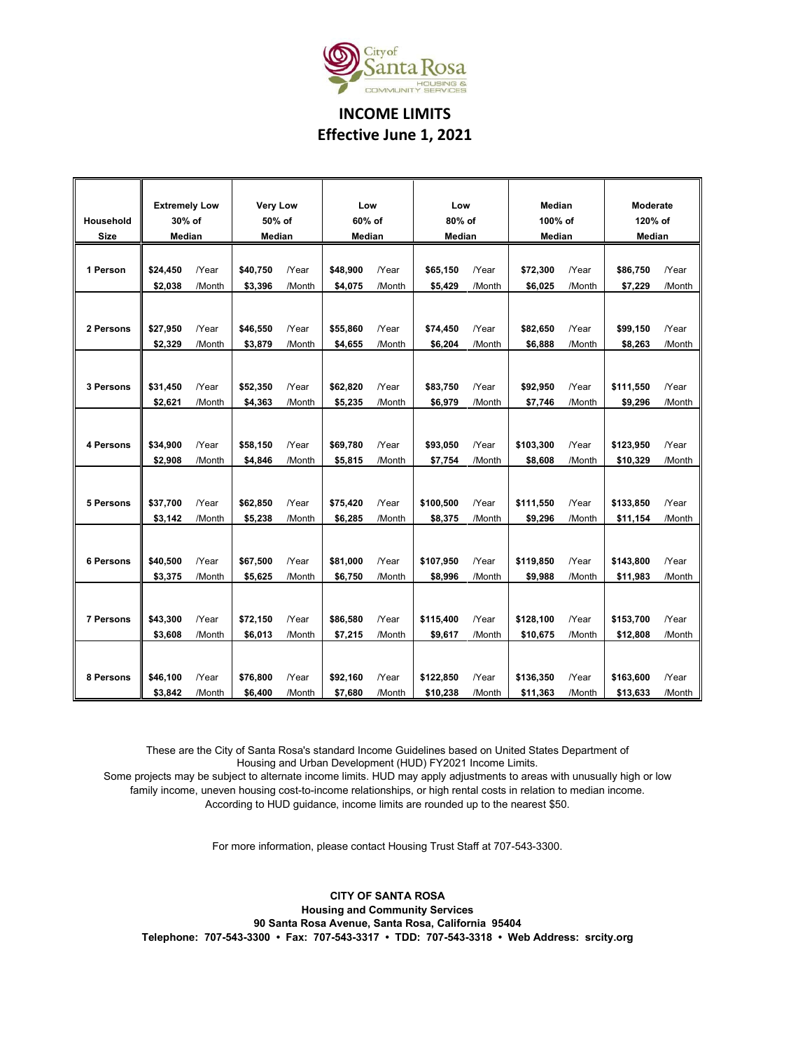City of Santa Rosa HOUSING & COMMUNITY SERVICES

# INCOME LIMITS
## Effective June 1, 2021

| Household Size | Extremely Low 30% of Median | | Very Low 50% of Median | | Low 60% of Median | | Low 80% of Median | | Median 100% of Median | | Moderate 120% of Median | |
|---|---|---|---|---|---|---|---|---|---|---|---|---|
| 1 Person | $24,450 | /Year | $40,750 | /Year | $48,900 | /Year | $65,150 | /Year | $72,300 | /Year | $86,750 | /Year |
| | $2,038 | /Month | $3,396 | /Month | $4,075 | /Month | $5,429 | /Month | $6,025 | /Month | $7,229 | /Month |
| 2 Persons | $27,950 | /Year | $46,550 | /Year | $55,860 | /Year | $74,450 | /Year | $82,650 | /Year | $99,150 | /Year |
| | $2,329 | /Month | $3,879 | /Month | $4,655 | /Month | $6,204 | /Month | $6,888 | /Month | $8,263 | /Month |
| 3 Persons | $31,450 | /Year | $52,350 | /Year | $62,820 | /Year | $83,750 | /Year | $92,950 | /Year | $111,550 | /Year |
| | $2,621 | /Month | $4,363 | /Month | $5,235 | /Month | $6,979 | /Month | $7,746 | /Month | $9,296 | /Month |
| 4 Persons | $34,900 | /Year | $58,150 | /Year | $69,780 | /Year | $93,050 | /Year | $103,300 | /Year | $123,950 | /Year |
| | $2,908 | /Month | $4,846 | /Month | $5,815 | /Month | $7,754 | /Month | $8,608 | /Month | $10,329 | /Month |
| 5 Persons | $37,700 | /Year | $62,850 | /Year | $75,420 | /Year | $100,500 | /Year | $111,550 | /Year | $133,850 | /Year |
| | $3,142 | /Month | $5,238 | /Month | $6,285 | /Month | $8,375 | /Month | $9,296 | /Month | $11,154 | /Month |
| 6 Persons | $40,500 | /Year | $67,500 | /Year | $81,000 | /Year | $107,950 | /Year | $119,850 | /Year | $143,800 | /Year |
| | $3,375 | /Month | $5,625 | /Month | $6,750 | /Month | $8,996 | /Month | $9,988 | /Month | $11,983 | /Month |
| 7 Persons | $43,300 | /Year | $72,150 | /Year | $86,580 | /Year | $115,400 | /Year | $128,100 | /Year | $153,700 | /Year |
| | $3,608 | /Month | $6,013 | /Month | $7,215 | /Month | $9,617 | /Month | $10,675 | /Month | $12,808 | /Month |
| 8 Persons | $46,100 | /Year | $76,800 | /Year | $92,160 | /Year | $122,850 | /Year | $136,350 | /Year | $163,600 | /Year |
| | $3,842 | /Month | $6,400 | /Month | $7,680 | /Month | $10,238 | /Month | $11,363 | /Month | $13,633 | /Month |

These are the City of Santa Rosa's standard Income Guidelines based on United States Department of Housing and Urban Development (HUD) FY2021 Income Limits.
Some projects may be subject to alternate income limits. HUD may apply adjustments to areas with unusually high or low family income, uneven housing cost-to-income relationships, or high rental costs in relation to median income.
According to HUD guidance, income limits are rounded up to the nearest $50.

For more information, please contact Housing Trust Staff at 707-543-3300.

**CITY OF SANTA ROSA**
**Housing and Community Services**
**90 Santa Rosa Avenue, Santa Rosa, California 95404**
**Telephone: 707-543-3300 • Fax: 707-543-3317 • TDD: 707-543-3318 • Web Address: srcity.org**